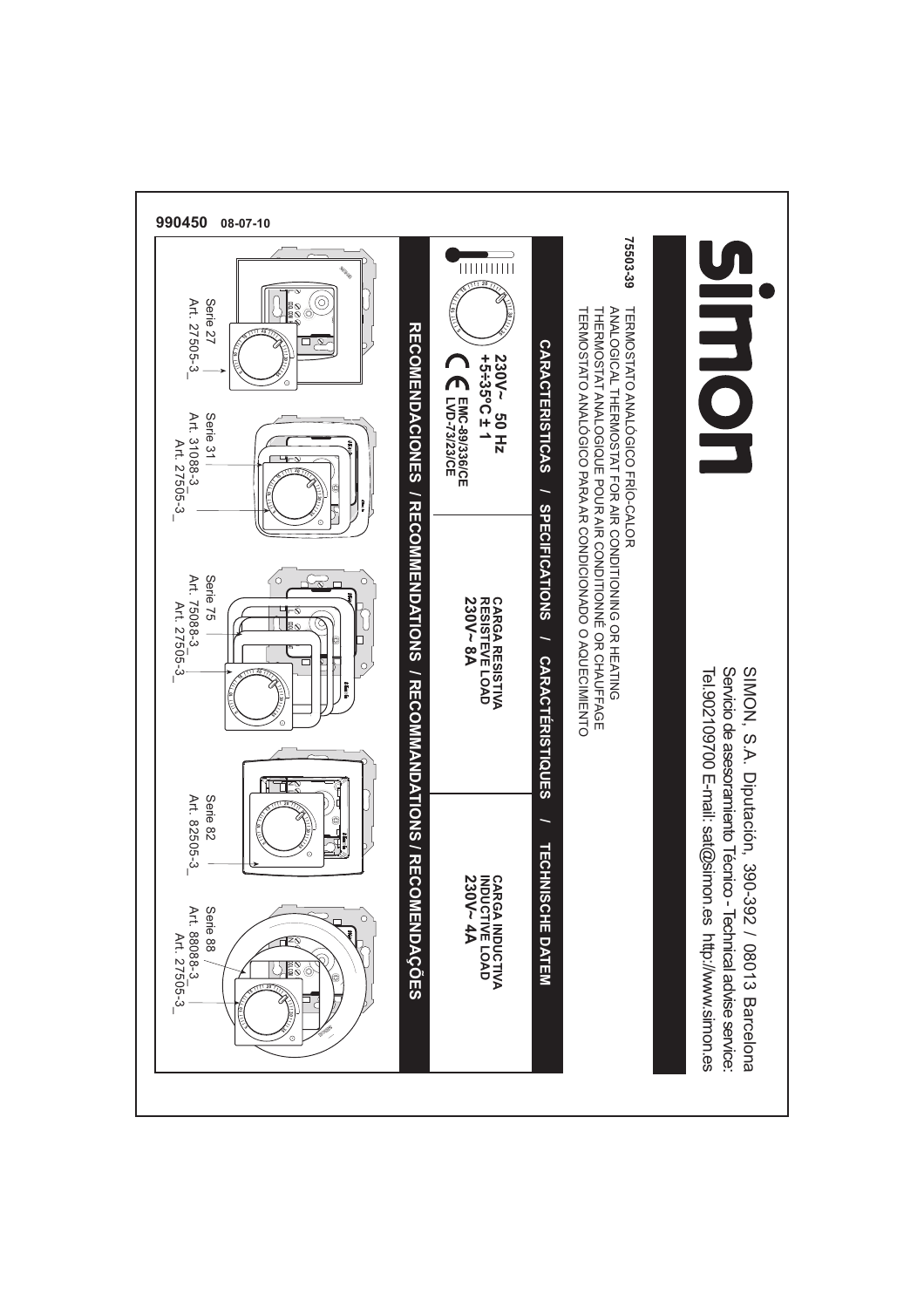# simon

SIMON, S.A. Diputación, 390-392 / 08013 Barcelona
Servicio de asesoramiento Técnico - Technical advise service:
Tel.902109700 E-mail: sat@simon.es http://www.simon.es

**75503-39**

TERMOSTATO ANALÓGICO FRÍO-CALOR
ANALOGICAL THERMOSTAT FOR AIR CONDITIONING OR HEATING
THERMOSTAT ANALOGIQUE POUR AIR CONDITIONNÉ OR CHAUFFAGE
TERMOSTATO ANALÓGICO PARA AR CONDICIONADO O AQUECIMIENTO

## CARACTERISTICAS / SPECIFICATIONS / CARACTÉRISTIQUES / TECHNISCHE DATEM

| | | |
|---|---|---|
| **230V~ 50 Hz** **+5÷35°C ± 1** CE **EMC-89/336/CE LVD-73/23/CE** | **CARGA RESISTIVA RESISTEVE LOAD 230V~ 8A** | **CARGA INDUCTIVA INDUCTIVE LOAD 230V~ 4A** |

## RECOMENDACIONES / RECOMENDATIONS / RECOMMANDATIONS / RECOMENDAÇÕES

Serie 27
Art. 27505-3_

Serie 31
Art. 31088-3_
Art. 27505-3_

Serie 75
Art. 75088-3_
Art. 27505-3_

Serie 82
Art. 82505-3_

Serie 88
Art. 88088-3_
Art. 27505-3_

990450 08-07-10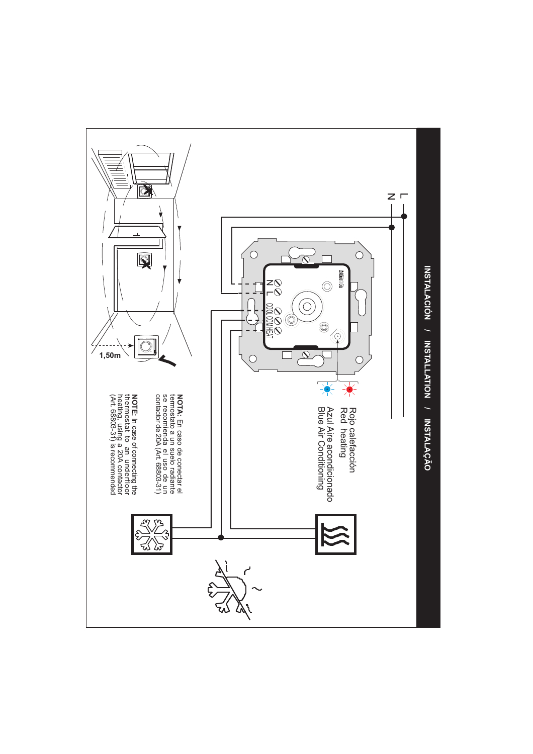# INSTALACIÓN / INSTALLATION / INSTALAÇÃO

L

N

N L COOL COM HEAT

Rojo calefacción
Red heating

Azul Aire acondicionado
Blue Air Conditioning

1,50m

**NOTA:** En caso de conectar el termostato a un suelo radiante se recomienda el uso de un contactor de 20A (Art. 68803-31)

**NOTE:** In case of connecting the thermostat to an underfloor heating, using a 20A contactor (Art. 68803-31) is recommended